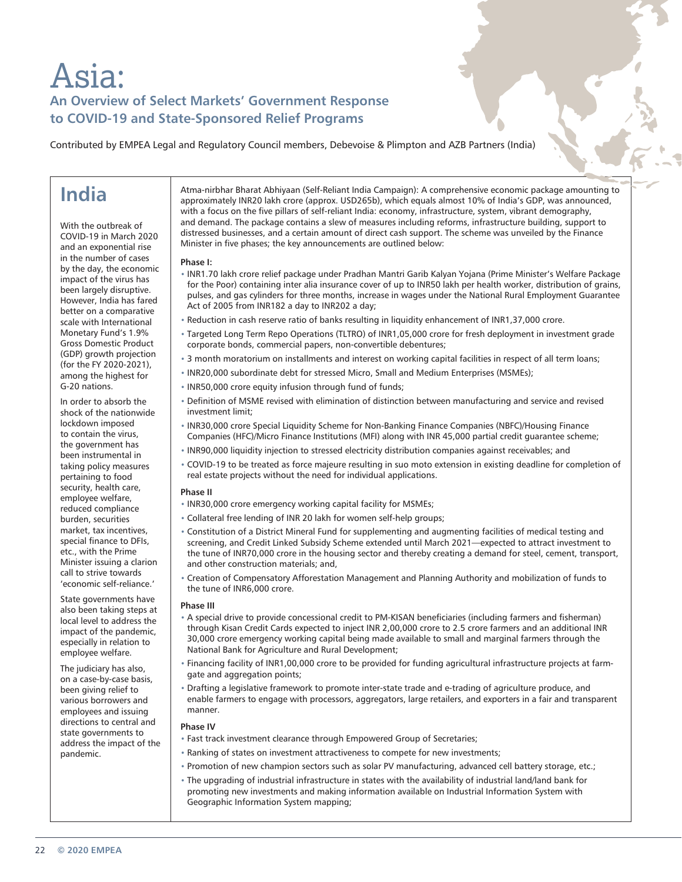# Asia:

## An Overview of Select Markets' Government Response to COVID-19 and State-Sponsored Relief Programs

Contributed by EMPEA Legal and Regulatory Council members, Debevoise & Plimpton and AZB Partners (India)

## India

With the outbreak of COVID-19 in March 2020 and an exponential rise in the number of cases by the day, the economic impact of the virus has been largely disruptive. However, India has fared better on a comparative scale with International Monetary Fund's 1.9% Gross Domestic Product (GDP) growth projection (for the FY 2020-2021), among the highest for G-20 nations.

In order to absorb the shock of the nationwide lockdown imposed to contain the virus, the government has been instrumental in taking policy measures pertaining to food security, health care, employee welfare, reduced compliance burden, securities market, tax incentives, special finance to DFIs, etc., with the Prime Minister issuing a clarion call to strive towards 'economic self-reliance.'

State governments have also been taking steps at local level to address the impact of the pandemic, especially in relation to employee welfare.

The judiciary has also, on a case-by-case basis, been giving relief to various borrowers and employees and issuing directions to central and state governments to address the impact of the pandemic.

Atma-nirbhar Bharat Abhiyaan (Self-Reliant India Campaign): A comprehensive economic package amounting to approximately INR20 lakh crore (approx. USD265b), which equals almost 10% of India's GDP, was announced, with a focus on the five pillars of self-reliant India: economy, infrastructure, system, vibrant demography, and demand. The package contains a slew of measures including reforms, infrastructure building, support to distressed businesses, and a certain amount of direct cash support. The scheme was unveiled by the Finance Minister in five phases; the key announcements are outlined below:

**Phase I:**

- INR1.70 lakh crore relief package under Pradhan Mantri Garib Kalyan Yojana (Prime Minister's Welfare Package for the Poor) containing inter alia insurance cover of up to INR50 lakh per health worker, distribution of grains, pulses, and gas cylinders for three months, increase in wages under the National Rural Employment Guarantee Act of 2005 from INR182 a day to INR202 a day;
- Reduction in cash reserve ratio of banks resulting in liquidity enhancement of INR1,37,000 crore.
- Targeted Long Term Repo Operations (TLTRO) of INR1,05,000 crore for fresh deployment in investment grade corporate bonds, commercial papers, non-convertible debentures;
- 3 month moratorium on installments and interest on working capital facilities in respect of all term loans;
- INR20,000 subordinate debt for stressed Micro, Small and Medium Enterprises (MSMEs);
- INR50,000 crore equity infusion through fund of funds;
- Definition of MSME revised with elimination of distinction between manufacturing and service and revised investment limit;
- INR30,000 crore Special Liquidity Scheme for Non-Banking Finance Companies (NBFC)/Housing Finance Companies (HFC)/Micro Finance Institutions (MFI) along with INR 45,000 partial credit guarantee scheme;
- INR90,000 liquidity injection to stressed electricity distribution companies against receivables; and
- COVID-19 to be treated as force majeure resulting in suo moto extension in existing deadline for completion of real estate projects without the need for individual applications.

**Phase II**

- INR30,000 crore emergency working capital facility for MSMEs;
- Collateral free lending of INR 20 lakh for women self-help groups;
- Constitution of a District Mineral Fund for supplementing and augmenting facilities of medical testing and screening, and Credit Linked Subsidy Scheme extended until March 2021—expected to attract investment to the tune of INR70,000 crore in the housing sector and thereby creating a demand for steel, cement, transport, and other construction materials; and,
- Creation of Compensatory Afforestation Management and Planning Authority and mobilization of funds to the tune of INR6,000 crore.

**Phase III**

- A special drive to provide concessional credit to PM-KISAN beneficiaries (including farmers and fisherman) through Kisan Credit Cards expected to inject INR 2,00,000 crore to 2.5 crore farmers and an additional INR 30,000 crore emergency working capital being made available to small and marginal farmers through the National Bank for Agriculture and Rural Development;
- Financing facility of INR1,00,000 crore to be provided for funding agricultural infrastructure projects at farm-gate and aggregation points;
- Drafting a legislative framework to promote inter-state trade and e-trading of agriculture produce, and enable farmers to engage with processors, aggregators, large retailers, and exporters in a fair and transparent manner.

**Phase IV**

- Fast track investment clearance through Empowered Group of Secretaries;
- Ranking of states on investment attractiveness to compete for new investments;
- Promotion of new champion sectors such as solar PV manufacturing, advanced cell battery storage, etc.;
- The upgrading of industrial infrastructure in states with the availability of industrial land/land bank for promoting new investments and making information available on Industrial Information System with Geographic Information System mapping;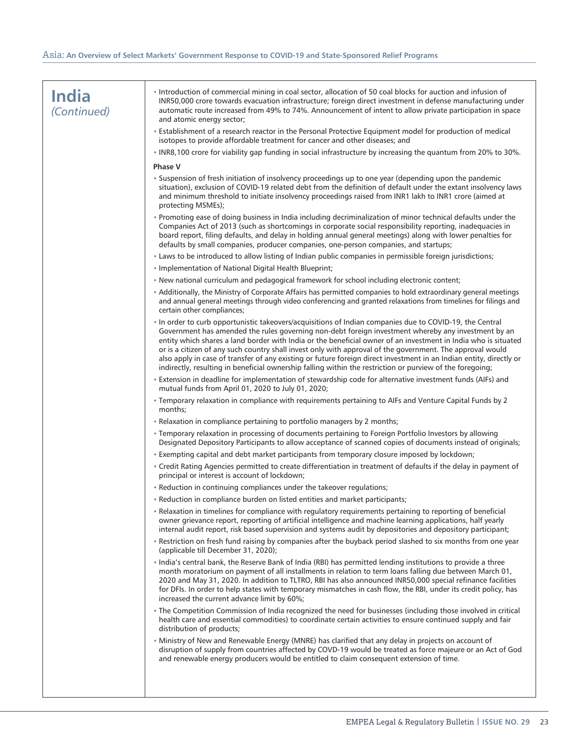## India *(Continued)*

- Introduction of commercial mining in coal sector, allocation of 50 coal blocks for auction and infusion of INR50,000 crore towards evacuation infrastructure; foreign direct investment in defense manufacturing under automatic route increased from 49% to 74%. Announcement of intent to allow private participation in space and atomic energy sector;
- Establishment of a research reactor in the Personal Protective Equipment model for production of medical isotopes to provide affordable treatment for cancer and other diseases; and
- INR8,100 crore for viability gap funding in social infrastructure by increasing the quantum from 20% to 30%.

**Phase V**

- Suspension of fresh initiation of insolvency proceedings up to one year (depending upon the pandemic situation), exclusion of COVID-19 related debt from the definition of default under the extant insolvency laws and minimum threshold to initiate insolvency proceedings raised from INR1 lakh to INR1 crore (aimed at protecting MSMEs);
- Promoting ease of doing business in India including decriminalization of minor technical defaults under the Companies Act of 2013 (such as shortcomings in corporate social responsibility reporting, inadequacies in board report, filing defaults, and delay in holding annual general meetings) along with lower penalties for defaults by small companies, producer companies, one-person companies, and startups;
- Laws to be introduced to allow listing of Indian public companies in permissible foreign jurisdictions;
- Implementation of National Digital Health Blueprint;
- New national curriculum and pedagogical framework for school including electronic content;
- Additionally, the Ministry of Corporate Affairs has permitted companies to hold extraordinary general meetings and annual general meetings through video conferencing and granted relaxations from timelines for filings and certain other compliances;
- In order to curb opportunistic takeovers/acquisitions of Indian companies due to COVID-19, the Central Government has amended the rules governing non-debt foreign investment whereby any investment by an entity which shares a land border with India or the beneficial owner of an investment in India who is situated or is a citizen of any such country shall invest only with approval of the government. The approval would also apply in case of transfer of any existing or future foreign direct investment in an Indian entity, directly or indirectly, resulting in beneficial ownership falling within the restriction or purview of the foregoing;
- Extension in deadline for implementation of stewardship code for alternative investment funds (AIFs) and mutual funds from April 01, 2020 to July 01, 2020;
- Temporary relaxation in compliance with requirements pertaining to AIFs and Venture Capital Funds by 2 months;
- Relaxation in compliance pertaining to portfolio managers by 2 months;
- Temporary relaxation in processing of documents pertaining to Foreign Portfolio Investors by allowing Designated Depository Participants to allow acceptance of scanned copies of documents instead of originals;
- Exempting capital and debt market participants from temporary closure imposed by lockdown;
- Credit Rating Agencies permitted to create differentiation in treatment of defaults if the delay in payment of principal or interest is account of lockdown;
- Reduction in continuing compliances under the takeover regulations;
- Reduction in compliance burden on listed entities and market participants;
- Relaxation in timelines for compliance with regulatory requirements pertaining to reporting of beneficial owner grievance report, reporting of artificial intelligence and machine learning applications, half yearly internal audit report, risk based supervision and systems audit by depositories and depository participant;
- Restriction on fresh fund raising by companies after the buyback period slashed to six months from one year (applicable till December 31, 2020);
- India's central bank, the Reserve Bank of India (RBI) has permitted lending institutions to provide a three month moratorium on payment of all installments in relation to term loans falling due between March 01, 2020 and May 31, 2020. In addition to TLTRO, RBI has also announced INR50,000 special refinance facilities for DFIs. In order to help states with temporary mismatches in cash flow, the RBI, under its credit policy, has increased the current advance limit by 60%;
- The Competition Commission of India recognized the need for businesses (including those involved in critical health care and essential commodities) to coordinate certain activities to ensure continued supply and fair distribution of products;
- Ministry of New and Renewable Energy (MNRE) has clarified that any delay in projects on account of disruption of supply from countries affected by COVD-19 would be treated as force majeure or an Act of God and renewable energy producers would be entitled to claim consequent extension of time.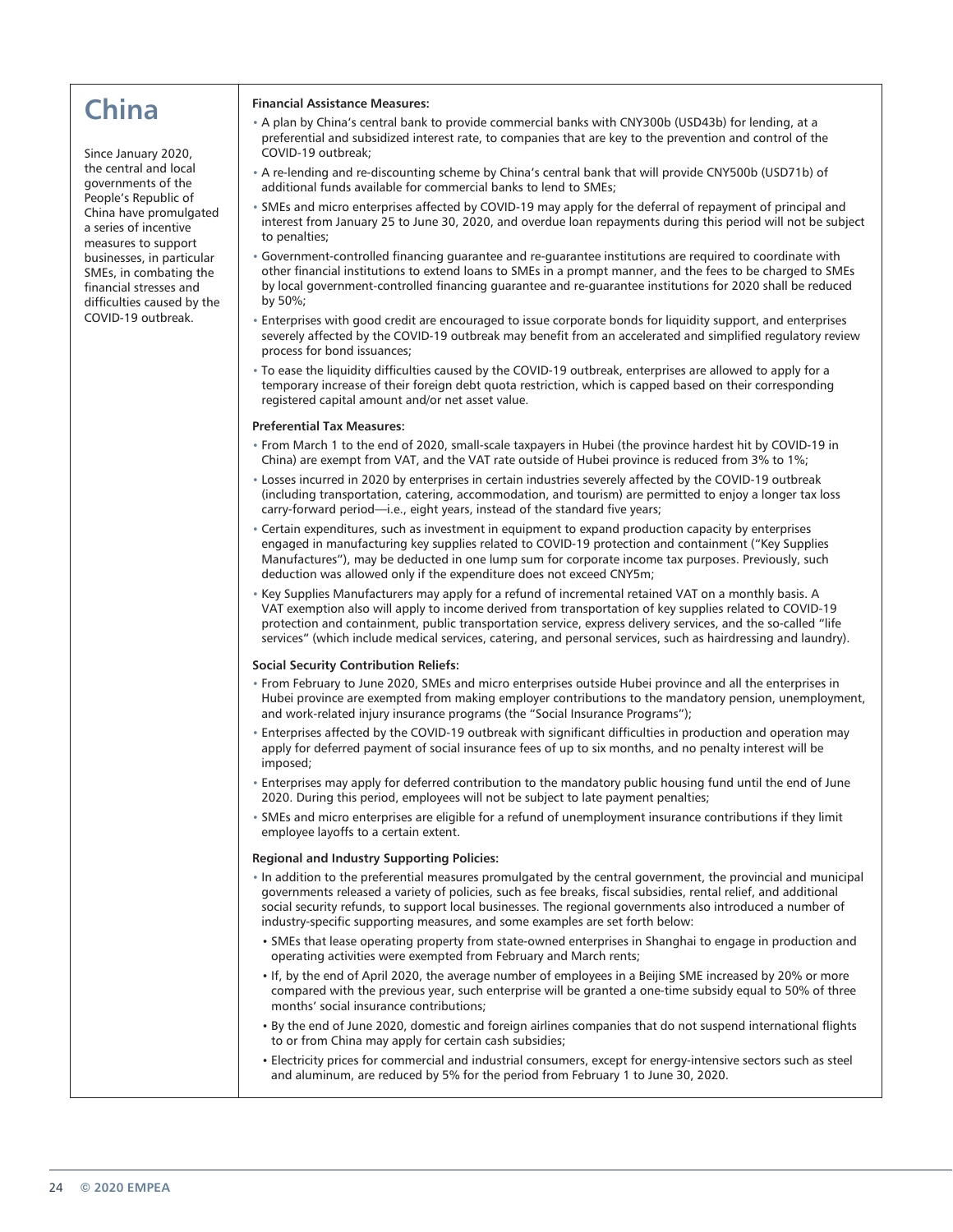# China

Since January 2020, the central and local governments of the People's Republic of China have promulgated a series of incentive measures to support businesses, in particular SMEs, in combating the financial stresses and difficulties caused by the COVID-19 outbreak.

**Financial Assistance Measures:**

- A plan by China's central bank to provide commercial banks with CNY300b (USD43b) for lending, at a preferential and subsidized interest rate, to companies that are key to the prevention and control of the COVID-19 outbreak;
- A re-lending and re-discounting scheme by China's central bank that will provide CNY500b (USD71b) of additional funds available for commercial banks to lend to SMEs;
- SMEs and micro enterprises affected by COVID-19 may apply for the deferral of repayment of principal and interest from January 25 to June 30, 2020, and overdue loan repayments during this period will not be subject to penalties;
- Government-controlled financing guarantee and re-guarantee institutions are required to coordinate with other financial institutions to extend loans to SMEs in a prompt manner, and the fees to be charged to SMEs by local government-controlled financing guarantee and re-guarantee institutions for 2020 shall be reduced by 50%;
- Enterprises with good credit are encouraged to issue corporate bonds for liquidity support, and enterprises severely affected by the COVID-19 outbreak may benefit from an accelerated and simplified regulatory review process for bond issuances;
- To ease the liquidity difficulties caused by the COVID-19 outbreak, enterprises are allowed to apply for a temporary increase of their foreign debt quota restriction, which is capped based on their corresponding registered capital amount and/or net asset value.

**Preferential Tax Measures:**

- From March 1 to the end of 2020, small-scale taxpayers in Hubei (the province hardest hit by COVID-19 in China) are exempt from VAT, and the VAT rate outside of Hubei province is reduced from 3% to 1%;
- Losses incurred in 2020 by enterprises in certain industries severely affected by the COVID-19 outbreak (including transportation, catering, accommodation, and tourism) are permitted to enjoy a longer tax loss carry-forward period—i.e., eight years, instead of the standard five years;
- Certain expenditures, such as investment in equipment to expand production capacity by enterprises engaged in manufacturing key supplies related to COVID-19 protection and containment ("Key Supplies Manufactures"), may be deducted in one lump sum for corporate income tax purposes. Previously, such deduction was allowed only if the expenditure does not exceed CNY5m;
- Key Supplies Manufacturers may apply for a refund of incremental retained VAT on a monthly basis. A VAT exemption also will apply to income derived from transportation of key supplies related to COVID-19 protection and containment, public transportation service, express delivery services, and the so-called "life services" (which include medical services, catering, and personal services, such as hairdressing and laundry).

**Social Security Contribution Reliefs:**

- From February to June 2020, SMEs and micro enterprises outside Hubei province and all the enterprises in Hubei province are exempted from making employer contributions to the mandatory pension, unemployment, and work-related injury insurance programs (the "Social Insurance Programs");
- Enterprises affected by the COVID-19 outbreak with significant difficulties in production and operation may apply for deferred payment of social insurance fees of up to six months, and no penalty interest will be imposed;
- Enterprises may apply for deferred contribution to the mandatory public housing fund until the end of June 2020. During this period, employees will not be subject to late payment penalties;
- SMEs and micro enterprises are eligible for a refund of unemployment insurance contributions if they limit employee layoffs to a certain extent.

**Regional and Industry Supporting Policies:**

- In addition to the preferential measures promulgated by the central government, the provincial and municipal governments released a variety of policies, such as fee breaks, fiscal subsidies, rental relief, and additional social security refunds, to support local businesses. The regional governments also introduced a number of industry-specific supporting measures, and some examples are set forth below:
  - SMEs that lease operating property from state-owned enterprises in Shanghai to engage in production and operating activities were exempted from February and March rents;
  - If, by the end of April 2020, the average number of employees in a Beijing SME increased by 20% or more compared with the previous year, such enterprise will be granted a one-time subsidy equal to 50% of three months' social insurance contributions;
  - By the end of June 2020, domestic and foreign airlines companies that do not suspend international flights to or from China may apply for certain cash subsidies;
  - Electricity prices for commercial and industrial consumers, except for energy-intensive sectors such as steel and aluminum, are reduced by 5% for the period from February 1 to June 30, 2020.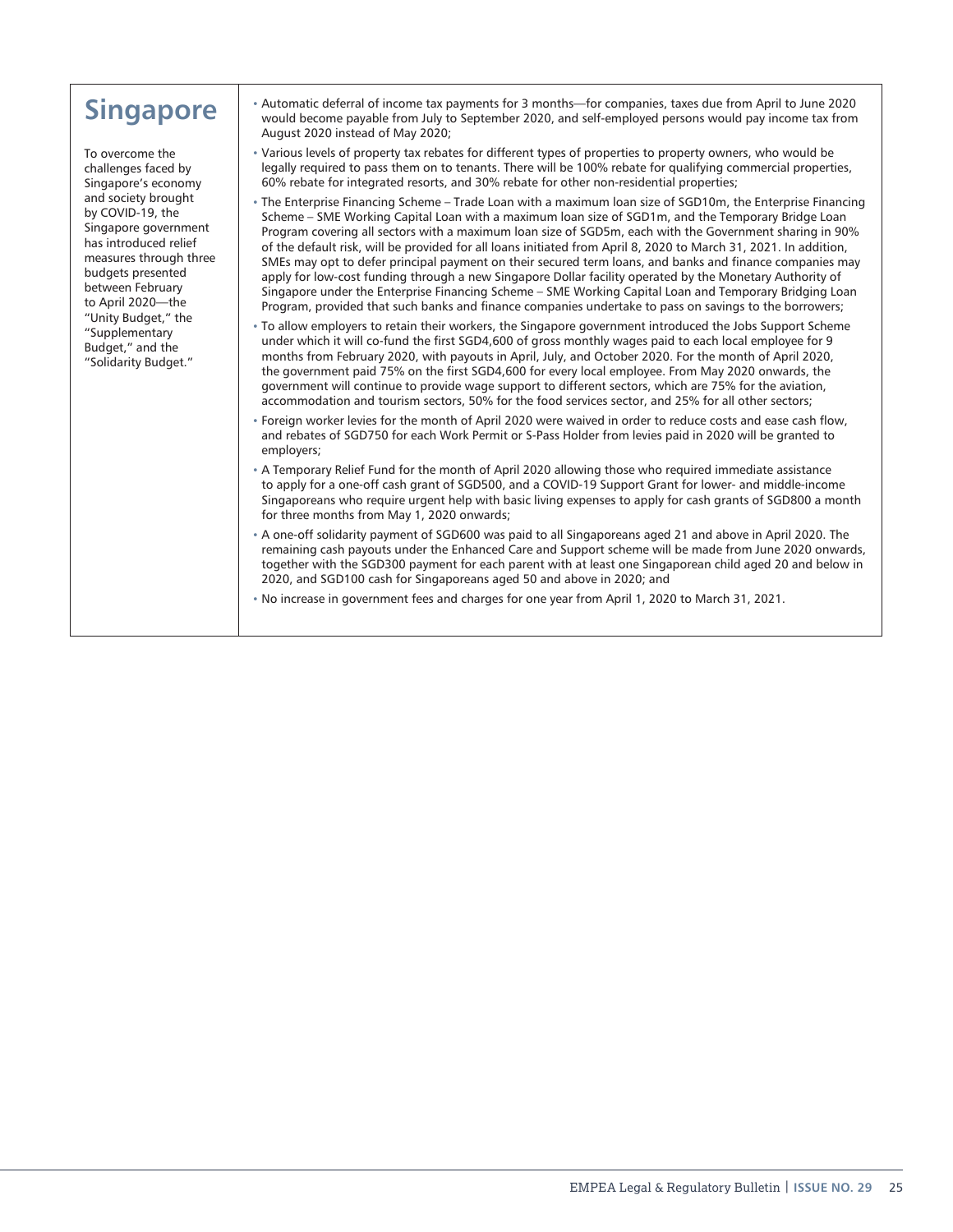## Singapore

To overcome the challenges faced by Singapore's economy and society brought by COVID-19, the Singapore government has introduced relief measures through three budgets presented between February to April 2020—the "Unity Budget," the "Supplementary Budget," and the "Solidarity Budget."

- Automatic deferral of income tax payments for 3 months—for companies, taxes due from April to June 2020 would become payable from July to September 2020, and self-employed persons would pay income tax from August 2020 instead of May 2020;
- Various levels of property tax rebates for different types of properties to property owners, who would be legally required to pass them on to tenants. There will be 100% rebate for qualifying commercial properties, 60% rebate for integrated resorts, and 30% rebate for other non-residential properties;
- The Enterprise Financing Scheme – Trade Loan with a maximum loan size of SGD10m, the Enterprise Financing Scheme – SME Working Capital Loan with a maximum loan size of SGD1m, and the Temporary Bridge Loan Program covering all sectors with a maximum loan size of SGD5m, each with the Government sharing in 90% of the default risk, will be provided for all loans initiated from April 8, 2020 to March 31, 2021. In addition, SMEs may opt to defer principal payment on their secured term loans, and banks and finance companies may apply for low-cost funding through a new Singapore Dollar facility operated by the Monetary Authority of Singapore under the Enterprise Financing Scheme – SME Working Capital Loan and Temporary Bridging Loan Program, provided that such banks and finance companies undertake to pass on savings to the borrowers;
- To allow employers to retain their workers, the Singapore government introduced the Jobs Support Scheme under which it will co-fund the first SGD4,600 of gross monthly wages paid to each local employee for 9 months from February 2020, with payouts in April, July, and October 2020. For the month of April 2020, the government paid 75% on the first SGD4,600 for every local employee. From May 2020 onwards, the government will continue to provide wage support to different sectors, which are 75% for the aviation, accommodation and tourism sectors, 50% for the food services sector, and 25% for all other sectors;
- Foreign worker levies for the month of April 2020 were waived in order to reduce costs and ease cash flow, and rebates of SGD750 for each Work Permit or S-Pass Holder from levies paid in 2020 will be granted to employers;
- A Temporary Relief Fund for the month of April 2020 allowing those who required immediate assistance to apply for a one-off cash grant of SGD500, and a COVID-19 Support Grant for lower- and middle-income Singaporeans who require urgent help with basic living expenses to apply for cash grants of SGD800 a month for three months from May 1, 2020 onwards;
- A one-off solidarity payment of SGD600 was paid to all Singaporeans aged 21 and above in April 2020. The remaining cash payouts under the Enhanced Care and Support scheme will be made from June 2020 onwards, together with the SGD300 payment for each parent with at least one Singaporean child aged 20 and below in 2020, and SGD100 cash for Singaporeans aged 50 and above in 2020; and
- No increase in government fees and charges for one year from April 1, 2020 to March 31, 2021.